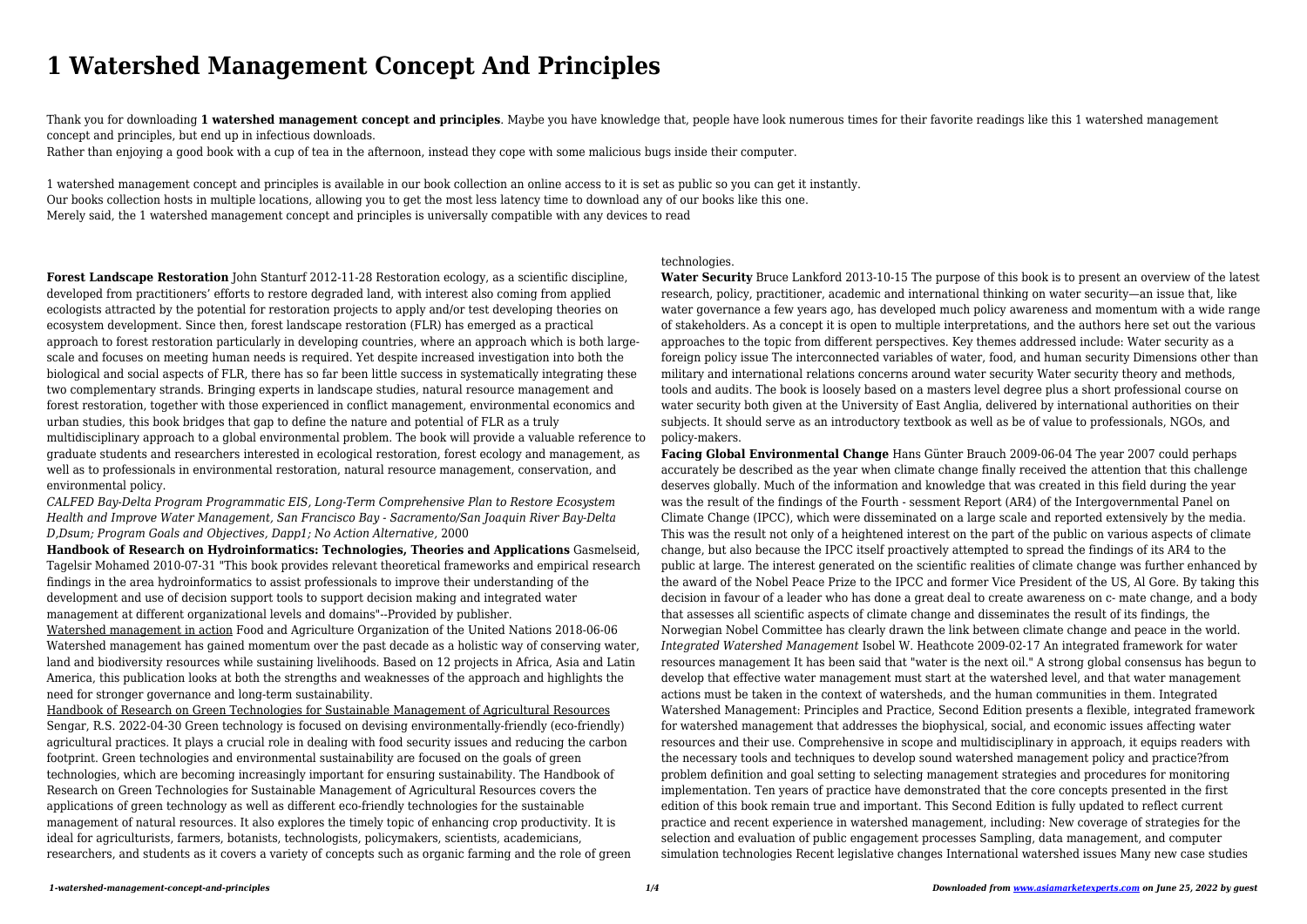# 1 Watershed Management Concept And Principles

Thank you for downloading **1 watershed management concept and principles**. Maybe you have knowledge that, people have look numerous times for their favorite readings like this 1 watershed management concept and principles, but end up in infectious downloads.

Rather than enjoying a good book with a cup of tea in the afternoon, instead they cope with some malicious bugs inside their computer.

1 watershed management concept and principles is available in our book collection an online access to it is set as public so you can get it instantly.

Our books collection hosts in multiple locations, allowing you to get the most less latency time to download any of our books like this one.

Merely said, the 1 watershed management concept and principles is universally compatible with any devices to read

**Forest Landscape Restoration** John Stanturf 2012-11-28 Restoration ecology, as a scientific discipline, developed from practitioners' efforts to restore degraded land, with interest also coming from applied ecologists attracted by the potential for restoration projects to apply and/or test developing theories on ecosystem development. Since then, forest landscape restoration (FLR) has emerged as a practical approach to forest restoration particularly in developing countries, where an approach which is both large-scale and focuses on meeting human needs is required. Yet despite increased investigation into both the biological and social aspects of FLR, there has so far been little success in systematically integrating these two complementary strands. Bringing experts in landscape studies, natural resource management and forest restoration, together with those experienced in conflict management, environmental economics and urban studies, this book bridges that gap to define the nature and potential of FLR as a truly multidisciplinary approach to a global environmental problem. The book will provide a valuable reference to graduate students and researchers interested in ecological restoration, forest ecology and management, as well as to professionals in environmental restoration, natural resource management, conservation, and environmental policy.

*CALFED Bay-Delta Program Programmatic EIS, Long-Term Comprehensive Plan to Restore Ecosystem Health and Improve Water Management, San Francisco Bay - Sacramento/San Joaquin River Bay-Delta D,Dsum; Program Goals and Objectives, Dapp1; No Action Alternative,* 2000

**Handbook of Research on Hydroinformatics: Technologies, Theories and Applications** Gasmelseid, Tagelsir Mohamed 2010-07-31 "This book provides relevant theoretical frameworks and empirical research findings in the area hydroinformatics to assist professionals to improve their understanding of the development and use of decision support tools to support decision making and integrated water management at different organizational levels and domains"--Provided by publisher.

Watershed management in action Food and Agriculture Organization of the United Nations 2018-06-06 Watershed management has gained momentum over the past decade as a holistic way of conserving water, land and biodiversity resources while sustaining livelihoods. Based on 12 projects in Africa, Asia and Latin America, this publication looks at both the strengths and weaknesses of the approach and highlights the need for stronger governance and long-term sustainability.

Handbook of Research on Green Technologies for Sustainable Management of Agricultural Resources Sengar, R.S. 2022-04-30 Green technology is focused on devising environmentally-friendly (eco-friendly) agricultural practices. It plays a crucial role in dealing with food security issues and reducing the carbon footprint. Green technologies and environmental sustainability are focused on the goals of green technologies, which are becoming increasingly important for ensuring sustainability. The Handbook of Research on Green Technologies for Sustainable Management of Agricultural Resources covers the applications of green technology as well as different eco-friendly technologies for the sustainable management of natural resources. It also explores the timely topic of enhancing crop productivity. It is ideal for agriculturists, farmers, botanists, technologists, policymakers, scientists, academicians, researchers, and students as it covers a variety of concepts such as organic farming and the role of green technologies.

**Water Security** Bruce Lankford 2013-10-15 The purpose of this book is to present an overview of the latest research, policy, practitioner, academic and international thinking on water security—an issue that, like water governance a few years ago, has developed much policy awareness and momentum with a wide range of stakeholders. As a concept it is open to multiple interpretations, and the authors here set out the various approaches to the topic from different perspectives. Key themes addressed include: Water security as a foreign policy issue The interconnected variables of water, food, and human security Dimensions other than military and international relations concerns around water security Water security theory and methods, tools and audits. The book is loosely based on a masters level degree plus a short professional course on water security both given at the University of East Anglia, delivered by international authorities on their subjects. It should serve as an introductory textbook as well as be of value to professionals, NGOs, and policy-makers.

**Facing Global Environmental Change** Hans Günter Brauch 2009-06-04 The year 2007 could perhaps accurately be described as the year when climate change finally received the attention that this challenge deserves globally. Much of the information and knowledge that was created in this field during the year was the result of the findings of the Fourth - sessment Report (AR4) of the Intergovernmental Panel on Climate Change (IPCC), which were disseminated on a large scale and reported extensively by the media. This was the result not only of a heightened interest on the part of the public on various aspects of climate change, but also because the IPCC itself proactively attempted to spread the findings of its AR4 to the public at large. The interest generated on the scientific realities of climate change was further enhanced by the award of the Nobel Peace Prize to the IPCC and former Vice President of the US, Al Gore. By taking this decision in favour of a leader who has done a great deal to create awareness on c- mate change, and a body that assesses all scientific aspects of climate change and disseminates the result of its findings, the Norwegian Nobel Committee has clearly drawn the link between climate change and peace in the world.

*Integrated Watershed Management* Isobel W. Heathcote 2009-02-17 An integrated framework for water resources management It has been said that "water is the next oil." A strong global consensus has begun to develop that effective water management must start at the watershed level, and that water management actions must be taken in the context of watersheds, and the human communities in them. Integrated Watershed Management: Principles and Practice, Second Edition presents a flexible, integrated framework for watershed management that addresses the biophysical, social, and economic issues affecting water resources and their use. Comprehensive in scope and multidisciplinary in approach, it equips readers with the necessary tools and techniques to develop sound watershed management policy and practice?from problem definition and goal setting to selecting management strategies and procedures for monitoring implementation. Ten years of practice have demonstrated that the core concepts presented in the first edition of this book remain true and important. This Second Edition is fully updated to reflect current practice and recent experience in watershed management, including: New coverage of strategies for the selection and evaluation of public engagement processes Sampling, data management, and computer simulation technologies Recent legislative changes International watershed issues Many new case studies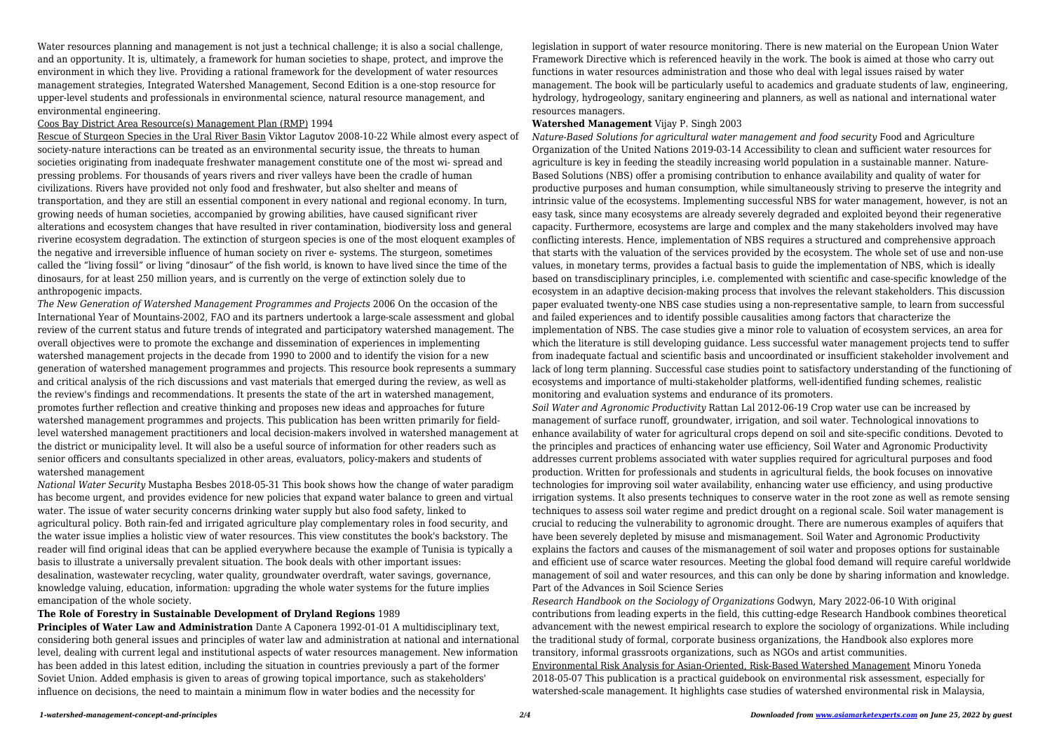Water resources planning and management is not just a technical challenge; it is also a social challenge, and an opportunity. It is, ultimately, a framework for human societies to shape, protect, and improve the environment in which they live. Providing a rational framework for the development of water resources management strategies, Integrated Watershed Management, Second Edition is a one-stop resource for upper-level students and professionals in environmental science, natural resource management, and environmental engineering.

Coos Bay District Area Resource(s) Management Plan (RMP) 1994

Rescue of Sturgeon Species in the Ural River Basin Viktor Lagutov 2008-10-22 While almost every aspect of society-nature interactions can be treated as an environmental security issue, the threats to human societies originating from inadequate freshwater management constitute one of the most wi- spread and pressing problems. For thousands of years rivers and river valleys have been the cradle of human civilizations. Rivers have provided not only food and freshwater, but also shelter and means of transportation, and they are still an essential component in every national and regional economy. In turn, growing needs of human societies, accompanied by growing abilities, have caused significant river alterations and ecosystem changes that have resulted in river contamination, biodiversity loss and general riverine ecosystem degradation. The extinction of sturgeon species is one of the most eloquent examples of the negative and irreversible influence of human society on river e- systems. The sturgeon, sometimes called the "living fossil" or living "dinosaur" of the fish world, is known to have lived since the time of the dinosaurs, for at least 250 million years, and is currently on the verge of extinction solely due to anthropogenic impacts.

*The New Generation of Watershed Management Programmes and Projects* 2006 On the occasion of the International Year of Mountains-2002, FAO and its partners undertook a large-scale assessment and global review of the current status and future trends of integrated and participatory watershed management. The overall objectives were to promote the exchange and dissemination of experiences in implementing watershed management projects in the decade from 1990 to 2000 and to identify the vision for a new generation of watershed management programmes and projects. This resource book represents a summary and critical analysis of the rich discussions and vast materials that emerged during the review, as well as the review's findings and recommendations. It presents the state of the art in watershed management, promotes further reflection and creative thinking and proposes new ideas and approaches for future watershed management programmes and projects. This publication has been written primarily for field-level watershed management practitioners and local decision-makers involved in watershed management at the district or municipality level. It will also be a useful source of information for other readers such as senior officers and consultants specialized in other areas, evaluators, policy-makers and students of watershed management

*National Water Security* Mustapha Besbes 2018-05-31 This book shows how the change of water paradigm has become urgent, and provides evidence for new policies that expand water balance to green and virtual water. The issue of water security concerns drinking water supply but also food safety, linked to agricultural policy. Both rain-fed and irrigated agriculture play complementary roles in food security, and the water issue implies a holistic view of water resources. This view constitutes the book's backstory. The reader will find original ideas that can be applied everywhere because the example of Tunisia is typically a basis to illustrate a universally prevalent situation. The book deals with other important issues: desalination, wastewater recycling, water quality, groundwater overdraft, water savings, governance, knowledge valuing, education, information: upgrading the whole water systems for the future implies emancipation of the whole society.

**The Role of Forestry in Sustainable Development of Dryland Regions** 1989

**Principles of Water Law and Administration** Dante A Caponera 1992-01-01 A multidisciplinary text, considering both general issues and principles of water law and administration at national and international level, dealing with current legal and institutional aspects of water resources management. New information has been added in this latest edition, including the situation in countries previously a part of the former Soviet Union. Added emphasis is given to areas of growing topical importance, such as stakeholders' influence on decisions, the need to maintain a minimum flow in water bodies and the necessity for legislation in support of water resource monitoring. There is new material on the European Union Water Framework Directive which is referenced heavily in the work. The book is aimed at those who carry out functions in water resources administration and those who deal with legal issues raised by water management. The book will be particularly useful to academics and graduate students of law, engineering, hydrology, hydrogeology, sanitary engineering and planners, as well as national and international water resources managers.

**Watershed Management** Vijay P. Singh 2003

*Nature-Based Solutions for agricultural water management and food security* Food and Agriculture Organization of the United Nations 2019-03-14 Accessibility to clean and sufficient water resources for agriculture is key in feeding the steadily increasing world population in a sustainable manner. Nature-Based Solutions (NBS) offer a promising contribution to enhance availability and quality of water for productive purposes and human consumption, while simultaneously striving to preserve the integrity and intrinsic value of the ecosystems. Implementing successful NBS for water management, however, is not an easy task, since many ecosystems are already severely degraded and exploited beyond their regenerative capacity. Furthermore, ecosystems are large and complex and the many stakeholders involved may have conflicting interests. Hence, implementation of NBS requires a structured and comprehensive approach that starts with the valuation of the services provided by the ecosystem. The whole set of use and non-use values, in monetary terms, provides a factual basis to guide the implementation of NBS, which is ideally based on transdisciplinary principles, i.e. complemented with scientific and case-specific knowledge of the ecosystem in an adaptive decision-making process that involves the relevant stakeholders. This discussion paper evaluated twenty-one NBS case studies using a non-representative sample, to learn from successful and failed experiences and to identify possible causalities among factors that characterize the implementation of NBS. The case studies give a minor role to valuation of ecosystem services, an area for which the literature is still developing guidance. Less successful water management projects tend to suffer from inadequate factual and scientific basis and uncoordinated or insufficient stakeholder involvement and lack of long term planning. Successful case studies point to satisfactory understanding of the functioning of ecosystems and importance of multi-stakeholder platforms, well-identified funding schemes, realistic monitoring and evaluation systems and endurance of its promoters.

*Soil Water and Agronomic Productivity* Rattan Lal 2012-06-19 Crop water use can be increased by management of surface runoff, groundwater, irrigation, and soil water. Technological innovations to enhance availability of water for agricultural crops depend on soil and site-specific conditions. Devoted to the principles and practices of enhancing water use efficiency, Soil Water and Agronomic Productivity addresses current problems associated with water supplies required for agricultural purposes and food production. Written for professionals and students in agricultural fields, the book focuses on innovative technologies for improving soil water availability, enhancing water use efficiency, and using productive irrigation systems. It also presents techniques to conserve water in the root zone as well as remote sensing techniques to assess soil water regime and predict drought on a regional scale. Soil water management is crucial to reducing the vulnerability to agronomic drought. There are numerous examples of aquifers that have been severely depleted by misuse and mismanagement. Soil Water and Agronomic Productivity explains the factors and causes of the mismanagement of soil water and proposes options for sustainable and efficient use of scarce water resources. Meeting the global food demand will require careful worldwide management of soil and water resources, and this can only be done by sharing information and knowledge. Part of the Advances in Soil Science Series

*Research Handbook on the Sociology of Organizations* Godwyn, Mary 2022-06-10 With original contributions from leading experts in the field, this cutting-edge Research Handbook combines theoretical advancement with the newest empirical research to explore the sociology of organizations. While including the traditional study of formal, corporate business organizations, the Handbook also explores more transitory, informal grassroots organizations, such as NGOs and artist communities.

Environmental Risk Analysis for Asian-Oriented, Risk-Based Watershed Management Minoru Yoneda 2018-05-07 This publication is a practical guidebook on environmental risk assessment, especially for watershed-scale management. It highlights case studies of watershed environmental risk in Malaysia,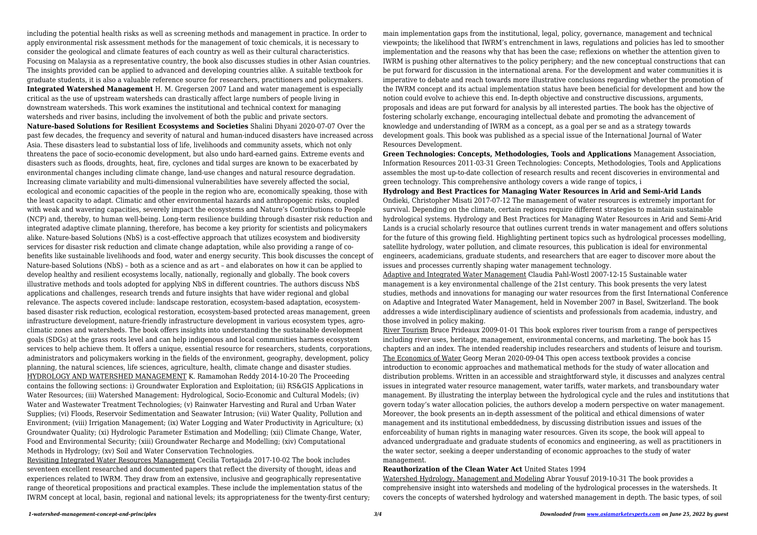including the potential health risks as well as screening methods and management in practice. In order to apply environmental risk assessment methods for the management of toxic chemicals, it is necessary to consider the geological and climate features of each country as well as their cultural characteristics. Focusing on Malaysia as a representative country, the book also discusses studies in other Asian countries. The insights provided can be applied to advanced and developing countries alike. A suitable textbook for graduate students, it is also a valuable reference source for researchers, practitioners and policymakers.

**Integrated Watershed Management** H. M. Gregersen 2007 Land and water management is especially critical as the use of upstream watersheds can drastically affect large numbers of people living in downstream watersheds. This work examines the institutional and technical context for managing watersheds and river basins, including the involvement of both the public and private sectors.

**Nature-based Solutions for Resilient Ecosystems and Societies** Shalini Dhyani 2020-07-07 Over the past few decades, the frequency and severity of natural and human-induced disasters have increased across Asia. These disasters lead to substantial loss of life, livelihoods and community assets, which not only threatens the pace of socio-economic development, but also undo hard-earned gains. Extreme events and disasters such as floods, droughts, heat, fire, cyclones and tidal surges are known to be exacerbated by environmental changes including climate change, land-use changes and natural resource degradation. Increasing climate variability and multi-dimensional vulnerabilities have severely affected the social, ecological and economic capacities of the people in the region who are, economically speaking, those with the least capacity to adapt. Climatic and other environmental hazards and anthropogenic risks, coupled with weak and wavering capacities, severely impact the ecosystems and Nature's Contributions to People (NCP) and, thereby, to human well-being. Long-term resilience building through disaster risk reduction and integrated adaptive climate planning, therefore, has become a key priority for scientists and policymakers alike. Nature-based Solutions (NbS) is a cost-effective approach that utilizes ecosystem and biodiversity services for disaster risk reduction and climate change adaptation, while also providing a range of co-benefits like sustainable livelihoods and food, water and energy security. This book discusses the concept of Nature-based Solutions (NbS) – both as a science and as art – and elaborates on how it can be applied to develop healthy and resilient ecosystems locally, nationally, regionally and globally. The book covers illustrative methods and tools adopted for applying NbS in different countries. The authors discuss NbS applications and challenges, research trends and future insights that have wider regional and global relevance. The aspects covered include: landscape restoration, ecosystem-based adaptation, ecosystem-based disaster risk reduction, ecological restoration, ecosystem-based protected areas management, green infrastructure development, nature-friendly infrastructure development in various ecosystem types, agro-climatic zones and watersheds. The book offers insights into understanding the sustainable development goals (SDGs) at the grass roots level and can help indigenous and local communities harness ecosystem services to help achieve them. It offers a unique, essential resource for researchers, students, corporations, administrators and policymakers working in the fields of the environment, geography, development, policy planning, the natural sciences, life sciences, agriculture, health, climate change and disaster studies.

HYDROLOGY AND WATERSHED MANAGEMENT K. Ramamohan Reddy 2014-10-20 The Proceeding contains the following sections: i) Groundwater Exploration and Exploitation; (ii) RS&GIS Applications in Water Resources; (iii) Watershed Management: Hydrological, Socio-Economic and Cultural Models; (iv) Water and Wastewater Treatment Technologies; (v) Rainwater Harvesting and Rural and Urban Water Supplies; (vi) Floods, Reservoir Sedimentation and Seawater Intrusion; (vii) Water Quality, Pollution and Environment; (viii) Irrigation Management; (ix) Water Logging and Water Productivity in Agriculture; (x) Groundwater Quality; (xi) Hydrologic Parameter Estimation and Modelling; (xii) Climate Change, Water, Food and Environmental Security; (xiii) Groundwater Recharge and Modelling; (xiv) Computational Methods in Hydrology; (xv) Soil and Water Conservation Technologies.

Revisiting Integrated Water Resources Management Cecilia Tortajada 2017-10-02 The book includes seventeen excellent researched and documented papers that reflect the diversity of thought, ideas and experiences related to IWRM. They draw from an extensive, inclusive and geographically representative range of theoretical propositions and practical examples. These include the implementation status of the IWRM concept at local, basin, regional and national levels; its appropriateness for the twenty-first century; main implementation gaps from the institutional, legal, policy, governance, management and technical viewpoints; the likelihood that IWRM's entrenchment in laws, regulations and policies has led to smoother implementation and the reasons why that has been the case; reflexions on whether the attention given to IWRM is pushing other alternatives to the policy periphery; and the new conceptual constructions that can be put forward for discussion in the international arena. For the development and water communities it is imperative to debate and reach towards more illustrative conclusions regarding whether the promotion of the IWRM concept and its actual implementation status have been beneficial for development and how the notion could evolve to achieve this end. In-depth objective and constructive discussions, arguments, proposals and ideas are put forward for analysis by all interested parties. The book has the objective of fostering scholarly exchange, encouraging intellectual debate and promoting the advancement of knowledge and understanding of IWRM as a concept, as a goal per se and as a strategy towards development goals. This book was published as a special issue of the International Journal of Water Resources Development.

**Green Technologies: Concepts, Methodologies, Tools and Applications** Management Association, Information Resources 2011-03-31 Green Technologies: Concepts, Methodologies, Tools and Applications assembles the most up-to-date collection of research results and recent discoveries in environmental and green technology. This comprehensive anthology covers a wide range of topics, i

**Hydrology and Best Practices for Managing Water Resources in Arid and Semi-Arid Lands** Ondieki, Christopher Misati 2017-07-12 The management of water resources is extremely important for survival. Depending on the climate, certain regions require different strategies to maintain sustainable hydrological systems. Hydrology and Best Practices for Managing Water Resources in Arid and Semi-Arid Lands is a crucial scholarly resource that outlines current trends in water management and offers solutions for the future of this growing field. Highlighting pertinent topics such as hydrological processes modelling, satellite hydrology, water pollution, and climate resources, this publication is ideal for environmental engineers, academicians, graduate students, and researchers that are eager to discover more about the issues and processes currently shaping water management technology.

Adaptive and Integrated Water Management Claudia Pahl-Wostl 2007-12-15 Sustainable water management is a key environmental challenge of the 21st century. This book presents the very latest studies, methods and innovations for managing our water resources from the first International Conference on Adaptive and Integrated Water Management, held in November 2007 in Basel, Switzerland. The book addresses a wide interdisciplinary audience of scientists and professionals from academia, industry, and those involved in policy making.

River Tourism Bruce Prideaux 2009-01-01 This book explores river tourism from a range of perspectives including river uses, heritage, management, environmental concerns, and marketing. The book has 15 chapters and an index. The intended readership includes researchers and students of leisure and tourism.

The Economics of Water Georg Meran 2020-09-04 This open access textbook provides a concise introduction to economic approaches and mathematical methods for the study of water allocation and distribution problems. Written in an accessible and straightforward style, it discusses and analyzes central issues in integrated water resource management, water tariffs, water markets, and transboundary water management. By illustrating the interplay between the hydrological cycle and the rules and institutions that govern today's water allocation policies, the authors develop a modern perspective on water management. Moreover, the book presents an in-depth assessment of the political and ethical dimensions of water management and its institutional embeddedness, by discussing distribution issues and issues of the enforceability of human rights in managing water resources. Given its scope, the book will appeal to advanced undergraduate and graduate students of economics and engineering, as well as practitioners in the water sector, seeking a deeper understanding of economic approaches to the study of water management.

**Reauthorization of the Clean Water Act** United States 1994

Watershed Hydrology, Management and Modeling Abrar Yousuf 2019-10-31 The book provides a comprehensive insight into watersheds and modeling of the hydrological processes in the watersheds. It covers the concepts of watershed hydrology and watershed management in depth. The basic types, of soil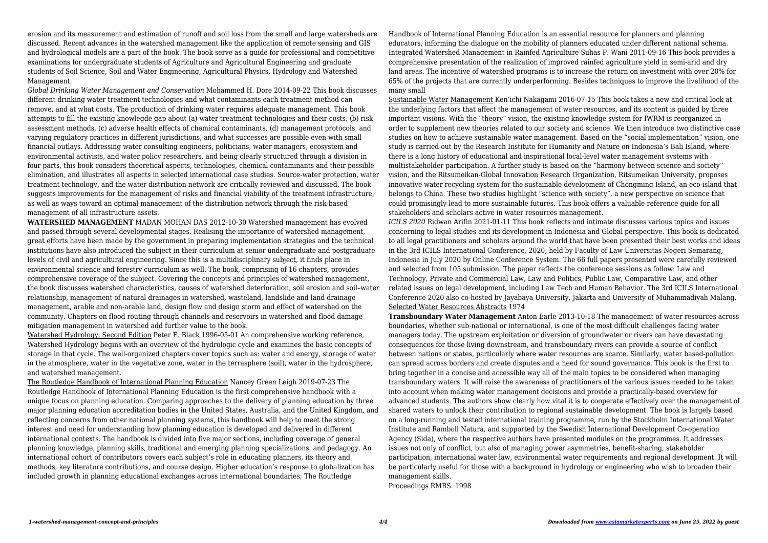erosion and its measurement and estimation of runoff and soil loss from the small and large watersheds are discussed. Recent advances in the watershed management like the application of remote sensing and GIS and hydrological models are a part of the book. The book serve as a guide for professional and competitive examinations for undergraduate students of Agriculture and Agricultural Engineering and graduate students of Soil Science, Soil and Water Engineering, Agricultural Physics, Hydrology and Watershed Management.

*Global Drinking Water Management and Conservation* Mohammed H. Dore 2014-09-22 This book discusses different drinking water treatment technologies and what contaminants each treatment method can remove, and at what costs. The production of drinking water requires adequate management. This book attempts to fill the existing knowlegde gap about (a) water treatment technologies and their costs, (b) risk assessment methods, (c) adverse health effects of chemical contaminants, (d) management protocols, and varying regulatory practices in different jurisdictions, and what successes are possible even with small financial outlays. Addressing water consulting engineers, politicians, water managers, ecosystem and environmental activists, and water policy researchers, and being clearly structured through a division in four parts, this book considers theoretical aspects, technologies, chemical contaminants and their possible elimination, and illustrates all aspects in selected international case studies. Source-water protection, water treatment technology, and the water distribution network are critically reviewed and discussed. The book suggests improvements for the management of risks and financial viability of the treatment infrastructure, as well as ways toward an optimal management of the distribution network through the risk-based management of all infrastructure assets.

**WATERSHED MANAGEMENT** MADAN MOHAN DAS 2012-10-30 Watershed management has evolved and passed through several developmental stages. Realising the importance of watershed management, great efforts have been made by the government in preparing implementation strategies and the technical institutions have also introduced the subject in their curriculum at senior undergraduate and postgraduate levels of civil and agricultural engineering. Since this is a multidisciplinary subject, it finds place in environmental science and forestry curriculum as well. The book, comprising of 16 chapters, provides comprehensive coverage of the subject. Covering the concepts and principles of watershed management, the book discusses watershed characteristics, causes of watershed deterioration, soil erosion and soil–water relationship, management of natural drainages in watershed, wasteland, landslide and land drainage management, arable and non-arable land, design flow and design storm and effect of watershed on the community. Chapters on flood routing through channels and reservoirs in watershed and flood damage mitigation management in watershed add further value to the book.

Watershed Hydrology, Second Edition Peter E. Black 1996-05-01 An comprehensive working reference, Watershed Hydrology begins with an overview of the hydrologic cycle and examines the basic concepts of storage in that cycle. The well-organized chapters cover topics such as: water and energy, storage of water in the atmosphere, water in the vegetative zone, water in the terrasphere (soil), water in the hydrosphere, and watershed management.

The Routledge Handbook of International Planning Education Nancey Green Leigh 2019-07-23 The Routledge Handbook of International Planning Education is the first comprehensive handbook with a unique focus on planning education. Comparing approaches to the delivery of planning education by three major planning education accreditation bodies in the United States, Australia, and the United Kingdom, and reflecting concerns from other national planning systems, this handbook will help to meet the strong interest and need for understanding how planning education is developed and delivered in different international contexts. The handbook is divided into five major sections, including coverage of general planning knowledge, planning skills, traditional and emerging planning specializations, and pedagogy. An international cohort of contributors covers each subject's role in educating planners, its theory and methods, key literature contributions, and course design. Higher education's response to globalization has included growth in planning educational exchanges across international boundaries; The Routledge Handbook of International Planning Education is an essential resource for planners and planning educators, informing the dialogue on the mobility of planners educated under different national schema.

Integrated Watershed Management in Rainfed Agriculture Suhas P. Wani 2011-09-16 This book provides a comprehensive presentation of the realization of improved rainfed agriculture yield in semi-arid and dry land areas. The incentive of watershed programs is to increase the return on investment with over 20% for 65% of the projects that are currently underperforming. Besides techniques to improve the livelihood of the many small

Sustainable Water Management Ken'ichi Nakagami 2016-07-15 This book takes a new and critical look at the underlying factors that affect the management of water resources, and its content is guided by three important visions. With the "theory" vision, the existing knowledge system for IWRM is reorganized in order to supplement new theories related to our society and science. We then introduce two distinctive case studies on how to achieve sustainable water management. Based on the "social implementation" vision, one study is carried out by the Research Institute for Humanity and Nature on Indonesia's Bali Island, where there is a long history of educational and inspirational local-level water management systems with multistakeholder participation. A further study is based on the "harmony between science and society" vision, and the Ritsumeikan-Global Innovation Research Organization, Ritsumeikan University, proposes innovative water recycling system for the sustainable development of Chongming Island, an eco-island that belongs to China. These two studies highlight "science with society", a new perspective on science that could promisingly lead to more sustainable futures. This book offers a valuable reference guide for all stakeholders and scholars active in water resources management.

*ICILS 2020* Ridwan Arifin 2021-01-11 This book reflects and intimate discusses various topics and issues concerning to legal studies and its development in Indonesia and Global perspective. This book is dedicated to all legal practitioners and scholars around the world that have been presented their best works and ideas in the 3rd ICILS International Conference, 2020, held by Faculty of Law Universitas Negeri Semarang, Indonesia in July 2020 by Online Conference System. The 66 full papers presented were carefully reviewed and selected from 105 submission. The paper reflects the conference sessions as follow: Law and Technology, Private and Commercial Law, Law and Politics, Public Law, Comparative Law, and other related issues on legal development, including Law Tech and Human Behavior. The 3rd ICILS International Conference 2020 also co-hosted by Jayabaya University, Jakarta and University of Muhammadiyah Malang.

Selected Water Resources Abstracts 1974

**Transboundary Water Management** Anton Earle 2013-10-18 The management of water resources across boundaries, whether sub-national or international, is one of the most difficult challenges facing water managers today. The upstream exploitation or diversion of groundwater or rivers can have devastating consequences for those living downstream, and transboundary rivers can provide a source of conflict between nations or states, particularly where water resources are scarce. Similarly, water based-pollution can spread across borders and create disputes and a need for sound governance. This book is the first to bring together in a concise and accessible way all of the main topics to be considered when managing transboundary waters. It will raise the awareness of practitioners of the various issues needed to be taken into account when making water management decisions and provide a practically-based overview for advanced students. The authors show clearly how vital it is to cooperate effectively over the management of shared waters to unlock their contribution to regional sustainable development. The book is largely based on a long-running and tested international training programme, run by the Stockholm International Water Institute and Ramboll Natura, and supported by the Swedish International Development Co-operation Agency (Sida), where the respective authors have presented modules on the programmes. It addresses issues not only of conflict, but also of managing power asymmetries, benefit-sharing, stakeholder participation, international water law, environmental water requirements and regional development. It will be particularly useful for those with a background in hydrology or engineering who wish to broaden their management skills.

Proceedings RMRS. 1998